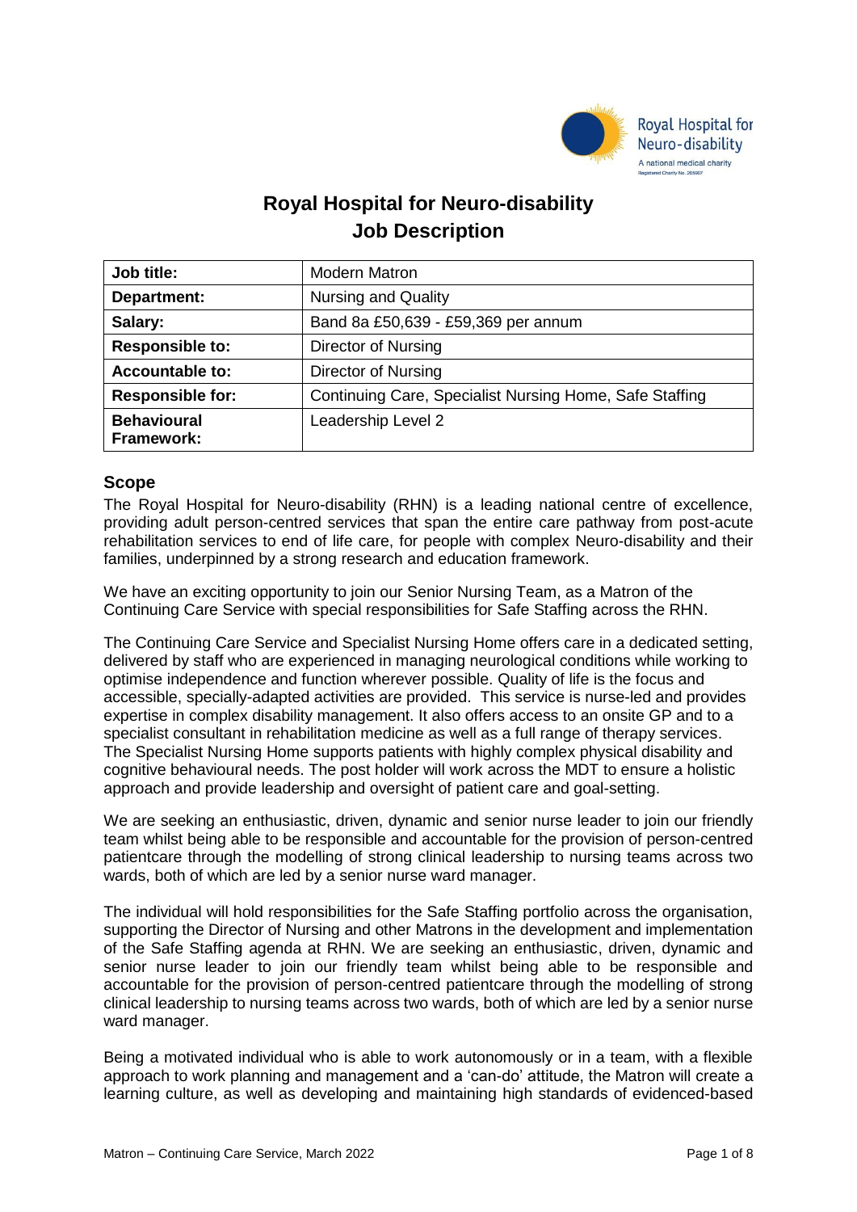# Royal Hospital for Neuro-disability
# Job Description

| Job title: | Modern Matron |
|---|---|
| **Department:** | Nursing and Quality |
| **Salary:** | Band 8a £50,639 - £59,369 per annum |
| **Responsible to:** | Director of Nursing |
| **Accountable to:** | Director of Nursing |
| **Responsible for:** | Continuing Care, Specialist Nursing Home, Safe Staffing |
| **Behavioural Framework:** | Leadership Level 2 |

## Scope

The Royal Hospital for Neuro-disability (RHN) is a leading national centre of excellence, providing adult person-centred services that span the entire care pathway from post-acute rehabilitation services to end of life care, for people with complex Neuro-disability and their families, underpinned by a strong research and education framework.

We have an exciting opportunity to join our Senior Nursing Team, as a Matron of the Continuing Care Service with special responsibilities for Safe Staffing across the RHN.

The Continuing Care Service and Specialist Nursing Home offers care in a dedicated setting, delivered by staff who are experienced in managing neurological conditions while working to optimise independence and function wherever possible. Quality of life is the focus and accessible, specially-adapted activities are provided. This service is nurse-led and provides expertise in complex disability management. It also offers access to an onsite GP and to a specialist consultant in rehabilitation medicine as well as a full range of therapy services. The Specialist Nursing Home supports patients with highly complex physical disability and cognitive behavioural needs. The post holder will work across the MDT to ensure a holistic approach and provide leadership and oversight of patient care and goal-setting.

We are seeking an enthusiastic, driven, dynamic and senior nurse leader to join our friendly team whilst being able to be responsible and accountable for the provision of person-centred patientcare through the modelling of strong clinical leadership to nursing teams across two wards, both of which are led by a senior nurse ward manager.

The individual will hold responsibilities for the Safe Staffing portfolio across the organisation, supporting the Director of Nursing and other Matrons in the development and implementation of the Safe Staffing agenda at RHN. We are seeking an enthusiastic, driven, dynamic and senior nurse leader to join our friendly team whilst being able to be responsible and accountable for the provision of person-centred patientcare through the modelling of strong clinical leadership to nursing teams across two wards, both of which are led by a senior nurse ward manager.

Being a motivated individual who is able to work autonomously or in a team, with a flexible approach to work planning and management and a 'can-do' attitude, the Matron will create a learning culture, as well as developing and maintaining high standards of evidenced-based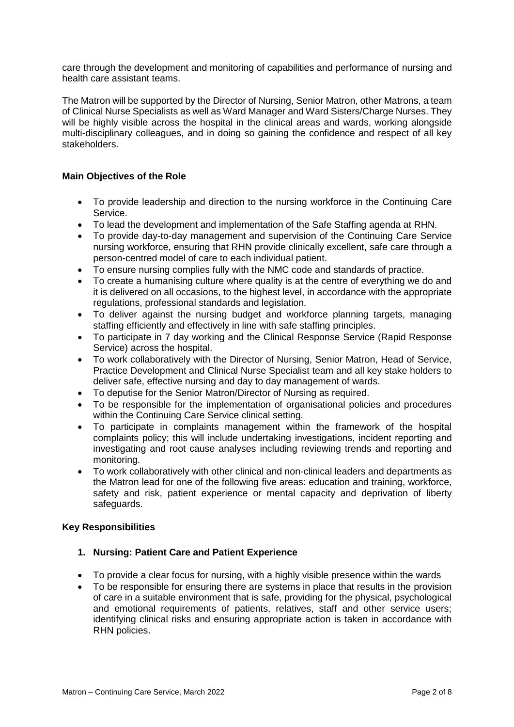care through the development and monitoring of capabilities and performance of nursing and health care assistant teams.

The Matron will be supported by the Director of Nursing, Senior Matron, other Matrons, a team of Clinical Nurse Specialists as well as Ward Manager and Ward Sisters/Charge Nurses. They will be highly visible across the hospital in the clinical areas and wards, working alongside multi-disciplinary colleagues, and in doing so gaining the confidence and respect of all key stakeholders.

**Main Objectives of the Role**

- To provide leadership and direction to the nursing workforce in the Continuing Care Service.
- To lead the development and implementation of the Safe Staffing agenda at RHN.
- To provide day-to-day management and supervision of the Continuing Care Service nursing workforce, ensuring that RHN provide clinically excellent, safe care through a person-centred model of care to each individual patient.
- To ensure nursing complies fully with the NMC code and standards of practice.
- To create a humanising culture where quality is at the centre of everything we do and it is delivered on all occasions, to the highest level, in accordance with the appropriate regulations, professional standards and legislation.
- To deliver against the nursing budget and workforce planning targets, managing staffing efficiently and effectively in line with safe staffing principles.
- To participate in 7 day working and the Clinical Response Service (Rapid Response Service) across the hospital.
- To work collaboratively with the Director of Nursing, Senior Matron, Head of Service, Practice Development and Clinical Nurse Specialist team and all key stake holders to deliver safe, effective nursing and day to day management of wards.
- To deputise for the Senior Matron/Director of Nursing as required.
- To be responsible for the implementation of organisational policies and procedures within the Continuing Care Service clinical setting.
- To participate in complaints management within the framework of the hospital complaints policy; this will include undertaking investigations, incident reporting and investigating and root cause analyses including reviewing trends and reporting and monitoring.
- To work collaboratively with other clinical and non-clinical leaders and departments as the Matron lead for one of the following five areas: education and training, workforce, safety and risk, patient experience or mental capacity and deprivation of liberty safeguards.

**Key Responsibilities**

1. **Nursing: Patient Care and Patient Experience**

- To provide a clear focus for nursing, with a highly visible presence within the wards
- To be responsible for ensuring there are systems in place that results in the provision of care in a suitable environment that is safe, providing for the physical, psychological and emotional requirements of patients, relatives, staff and other service users; identifying clinical risks and ensuring appropriate action is taken in accordance with RHN policies.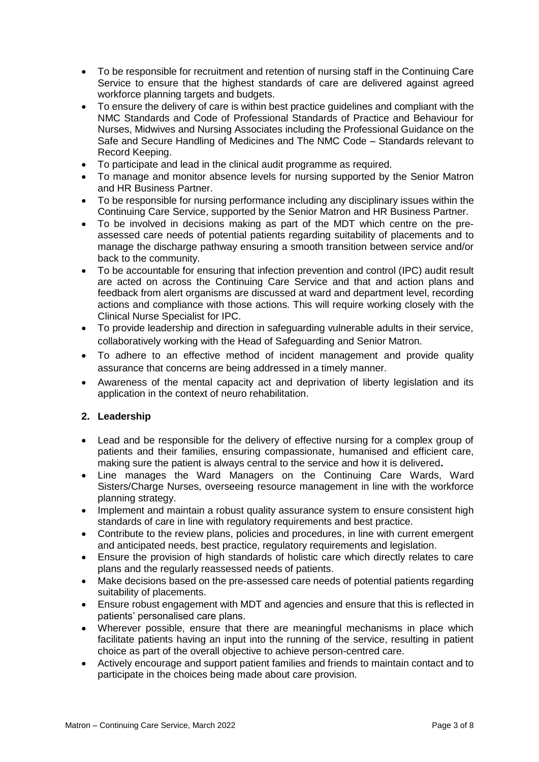- To be responsible for recruitment and retention of nursing staff in the Continuing Care Service to ensure that the highest standards of care are delivered against agreed workforce planning targets and budgets.
- To ensure the delivery of care is within best practice guidelines and compliant with the NMC Standards and Code of Professional Standards of Practice and Behaviour for Nurses, Midwives and Nursing Associates including the Professional Guidance on the Safe and Secure Handling of Medicines and The NMC Code – Standards relevant to Record Keeping.
- To participate and lead in the clinical audit programme as required.
- To manage and monitor absence levels for nursing supported by the Senior Matron and HR Business Partner.
- To be responsible for nursing performance including any disciplinary issues within the Continuing Care Service, supported by the Senior Matron and HR Business Partner.
- To be involved in decisions making as part of the MDT which centre on the pre-assessed care needs of potential patients regarding suitability of placements and to manage the discharge pathway ensuring a smooth transition between service and/or back to the community.
- To be accountable for ensuring that infection prevention and control (IPC) audit result are acted on across the Continuing Care Service and that and action plans and feedback from alert organisms are discussed at ward and department level, recording actions and compliance with those actions. This will require working closely with the Clinical Nurse Specialist for IPC.
- To provide leadership and direction in safeguarding vulnerable adults in their service, collaboratively working with the Head of Safeguarding and Senior Matron.
- To adhere to an effective method of incident management and provide quality assurance that concerns are being addressed in a timely manner.
- Awareness of the mental capacity act and deprivation of liberty legislation and its application in the context of neuro rehabilitation.

## 2. Leadership

- Lead and be responsible for the delivery of effective nursing for a complex group of patients and their families, ensuring compassionate, humanised and efficient care, making sure the patient is always central to the service and how it is delivered**.**
- Line manages the Ward Managers on the Continuing Care Wards, Ward Sisters/Charge Nurses, overseeing resource management in line with the workforce planning strategy.
- Implement and maintain a robust quality assurance system to ensure consistent high standards of care in line with regulatory requirements and best practice.
- Contribute to the review plans, policies and procedures, in line with current emergent and anticipated needs, best practice, regulatory requirements and legislation.
- Ensure the provision of high standards of holistic care which directly relates to care plans and the regularly reassessed needs of patients.
- Make decisions based on the pre-assessed care needs of potential patients regarding suitability of placements.
- Ensure robust engagement with MDT and agencies and ensure that this is reflected in patients' personalised care plans.
- Wherever possible, ensure that there are meaningful mechanisms in place which facilitate patients having an input into the running of the service, resulting in patient choice as part of the overall objective to achieve person-centred care.
- Actively encourage and support patient families and friends to maintain contact and to participate in the choices being made about care provision.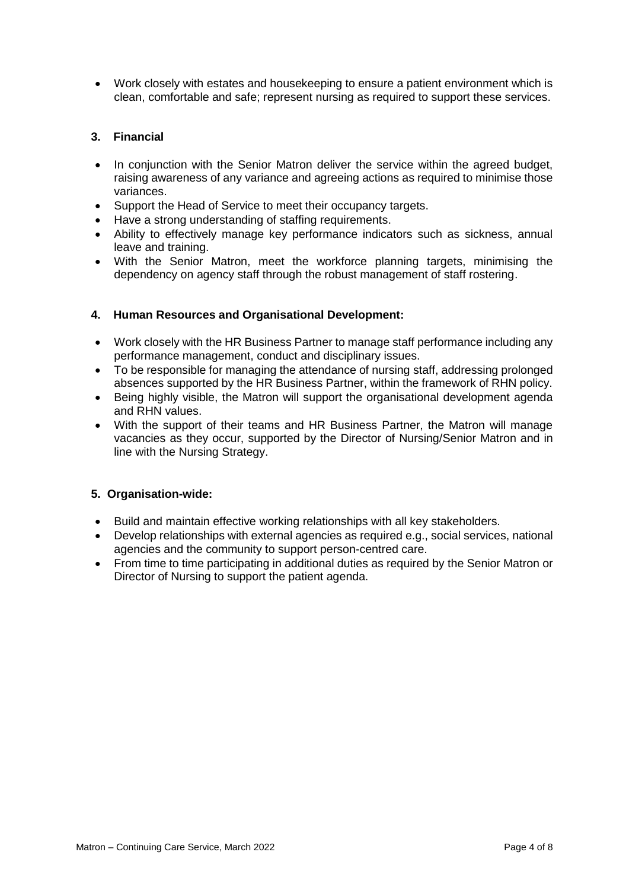- Work closely with estates and housekeeping to ensure a patient environment which is clean, comfortable and safe; represent nursing as required to support these services.

### 3. Financial

- In conjunction with the Senior Matron deliver the service within the agreed budget, raising awareness of any variance and agreeing actions as required to minimise those variances.
- Support the Head of Service to meet their occupancy targets.
- Have a strong understanding of staffing requirements.
- Ability to effectively manage key performance indicators such as sickness, annual leave and training.
- With the Senior Matron, meet the workforce planning targets, minimising the dependency on agency staff through the robust management of staff rostering.

### 4. Human Resources and Organisational Development:

- Work closely with the HR Business Partner to manage staff performance including any performance management, conduct and disciplinary issues.
- To be responsible for managing the attendance of nursing staff, addressing prolonged absences supported by the HR Business Partner, within the framework of RHN policy.
- Being highly visible, the Matron will support the organisational development agenda and RHN values.
- With the support of their teams and HR Business Partner, the Matron will manage vacancies as they occur, supported by the Director of Nursing/Senior Matron and in line with the Nursing Strategy.

### 5. Organisation-wide:

- Build and maintain effective working relationships with all key stakeholders.
- Develop relationships with external agencies as required e.g., social services, national agencies and the community to support person-centred care.
- From time to time participating in additional duties as required by the Senior Matron or Director of Nursing to support the patient agenda.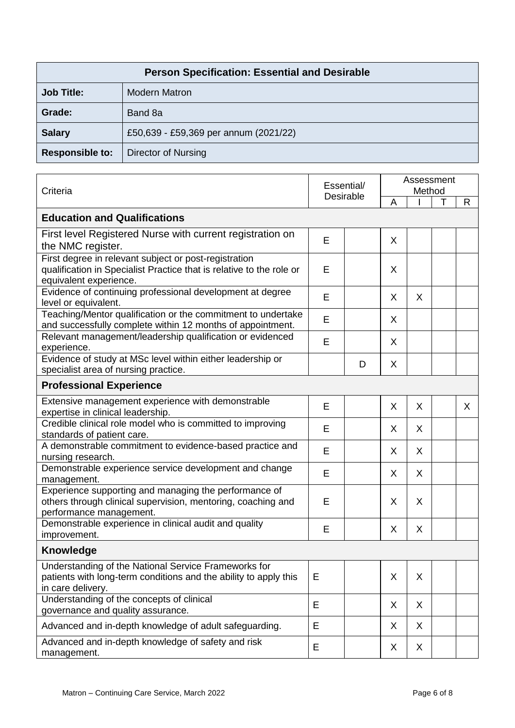| Person Specification: Essential and Desirable | |
|---|---|
| **Job Title:** | Modern Matron |
| **Grade:** | Band 8a |
| **Salary** | £50,639 - £59,369 per annum (2021/22) |
| **Responsible to:** | Director of Nursing |

| Criteria | Essential/ Desirable | | Assessment Method | | | |
|---|---|---|---|---|---|---|
| | | | A | I | T | R |
| **Education and Qualifications** | | | | | | |
| First level Registered Nurse with current registration on the NMC register. | E | | X | | | |
| First degree in relevant subject or post-registration qualification in Specialist Practice that is relative to the role or equivalent experience. | E | | X | | | |
| Evidence of continuing professional development at degree level or equivalent. | E | | X | X | | |
| Teaching/Mentor qualification or the commitment to undertake and successfully complete within 12 months of appointment. | E | | X | | | |
| Relevant management/leadership qualification or evidenced experience. | E | | X | | | |
| Evidence of study at MSc level within either leadership or specialist area of nursing practice. | | D | X | | | |
| **Professional Experience** | | | | | | |
| Extensive management experience with demonstrable expertise in clinical leadership. | E | | X | X | | X |
| Credible clinical role model who is committed to improving standards of patient care. | E | | X | X | | |
| A demonstrable commitment to evidence-based practice and nursing research. | E | | X | X | | |
| Demonstrable experience service development and change management. | E | | X | X | | |
| Experience supporting and managing the performance of others through clinical supervision, mentoring, coaching and performance management. | E | | X | X | | |
| Demonstrable experience in clinical audit and quality improvement. | E | | X | X | | |
| **Knowledge** | | | | | | |
| Understanding of the National Service Frameworks for patients with long-term conditions and the ability to apply this in care delivery. | E | | X | X | | |
| Understanding of the concepts of clinical governance and quality assurance. | E | | X | X | | |
| Advanced and in-depth knowledge of adult safeguarding. | E | | X | X | | |
| Advanced and in-depth knowledge of safety and risk management. | E | | X | X | | |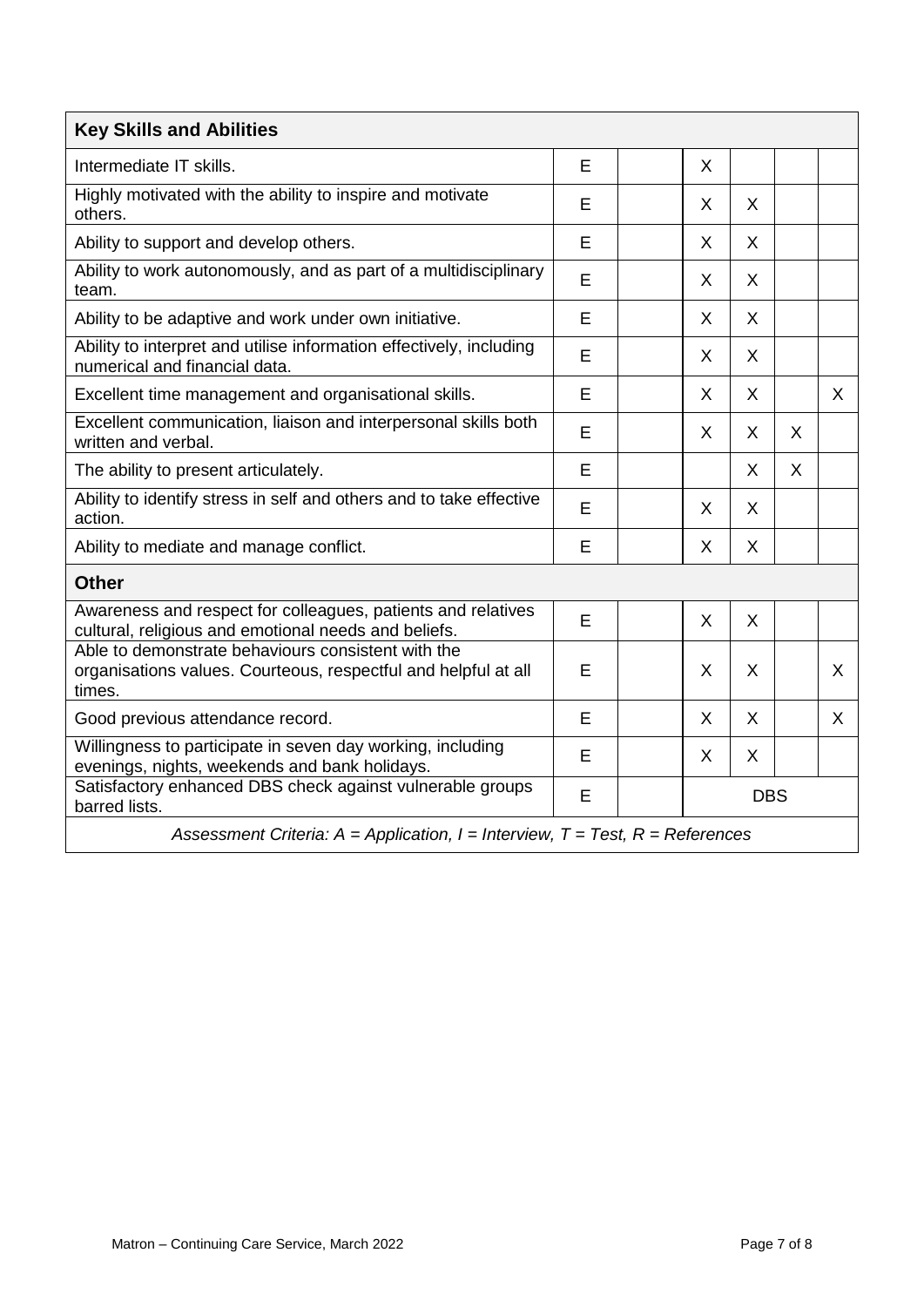| Key Skills and Abilities | | | | | | |
|---|---|---|---|---|---|---|
| Intermediate IT skills. | E | | X | | | |
| Highly motivated with the ability to inspire and motivate others. | E | | X | X | | |
| Ability to support and develop others. | E | | X | X | | |
| Ability to work autonomously, and as part of a multidisciplinary team. | E | | X | X | | |
| Ability to be adaptive and work under own initiative. | E | | X | X | | |
| Ability to interpret and utilise information effectively, including numerical and financial data. | E | | X | X | | |
| Excellent time management and organisational skills. | E | | X | X | | X |
| Excellent communication, liaison and interpersonal skills both written and verbal. | E | | X | X | X | |
| The ability to present articulately. | E | | | X | X | |
| Ability to identify stress in self and others and to take effective action. | E | | X | X | | |
| Ability to mediate and manage conflict. | E | | X | X | | |
| **Other** | | | | | | |
| Awareness and respect for colleagues, patients and relatives cultural, religious and emotional needs and beliefs. | E | | X | X | | |
| Able to demonstrate behaviours consistent with the organisations values. Courteous, respectful and helpful at all times. | E | | X | X | | X |
| Good previous attendance record. | E | | X | X | | X |
| Willingness to participate in seven day working, including evenings, nights, weekends and bank holidays. | E | | X | X | | |
| Satisfactory enhanced DBS check against vulnerable groups barred lists. | E | | DBS | | | |

*Assessment Criteria: A = Application, I = Interview, T = Test, R = References*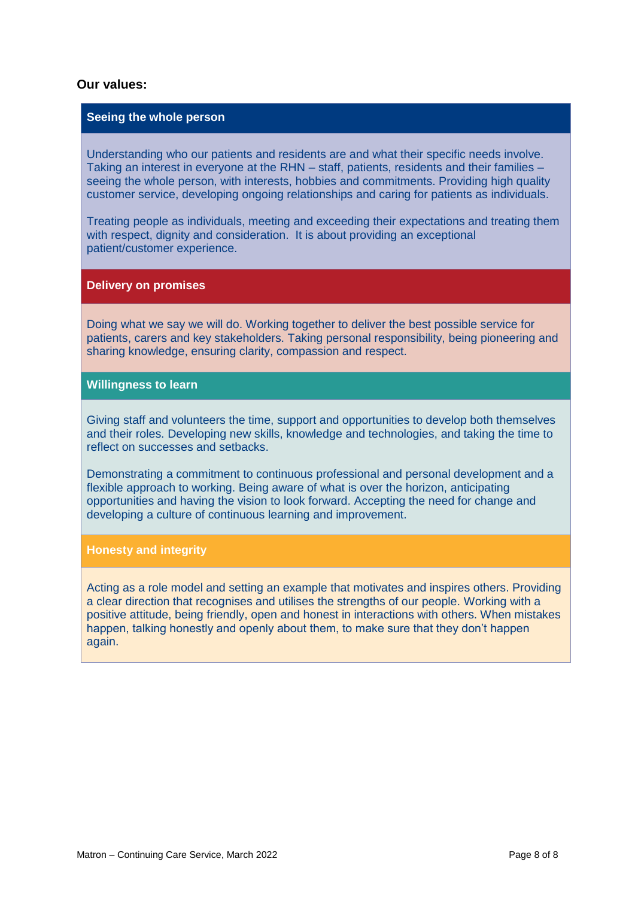**Our values:**

### Seeing the whole person

Understanding who our patients and residents are and what their specific needs involve. Taking an interest in everyone at the RHN – staff, patients, residents and their families – seeing the whole person, with interests, hobbies and commitments. Providing high quality customer service, developing ongoing relationships and caring for patients as individuals.

Treating people as individuals, meeting and exceeding their expectations and treating them with respect, dignity and consideration. It is about providing an exceptional patient/customer experience.

### Delivery on promises

Doing what we say we will do. Working together to deliver the best possible service for patients, carers and key stakeholders. Taking personal responsibility, being pioneering and sharing knowledge, ensuring clarity, compassion and respect.

### Willingness to learn

Giving staff and volunteers the time, support and opportunities to develop both themselves and their roles. Developing new skills, knowledge and technologies, and taking the time to reflect on successes and setbacks.

Demonstrating a commitment to continuous professional and personal development and a flexible approach to working. Being aware of what is over the horizon, anticipating opportunities and having the vision to look forward. Accepting the need for change and developing a culture of continuous learning and improvement.

### Honesty and integrity

Acting as a role model and setting an example that motivates and inspires others. Providing a clear direction that recognises and utilises the strengths of our people. Working with a positive attitude, being friendly, open and honest in interactions with others. When mistakes happen, talking honestly and openly about them, to make sure that they don't happen again.